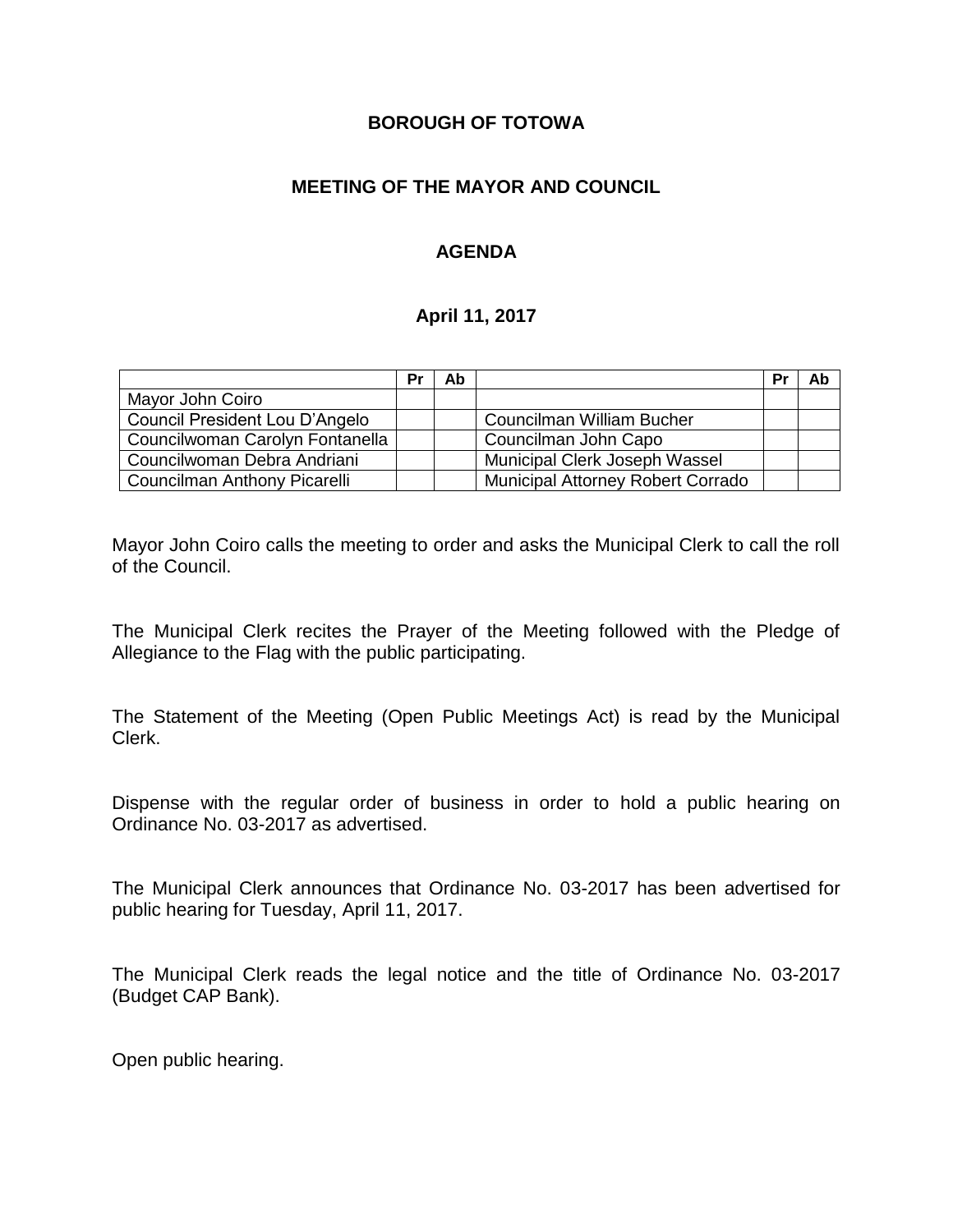**BOROUGH OF TOTOWA**

**MEETING OF THE MAYOR AND COUNCIL**

**AGENDA**

**April 11, 2017**

| | Pr | Ab | | Pr | Ab |
|---|---|---|---|---|---|
| Mayor John Coiro | | | | | |
| Council President Lou D'Angelo | | | Councilman William Bucher | | |
| Councilwoman Carolyn Fontanella | | | Councilman John Capo | | |
| Councilwoman Debra Andriani | | | Municipal Clerk Joseph Wassel | | |
| Councilman Anthony Picarelli | | | Municipal Attorney Robert Corrado | | |

Mayor John Coiro calls the meeting to order and asks the Municipal Clerk to call the roll of the Council.

The Municipal Clerk recites the Prayer of the Meeting followed with the Pledge of Allegiance to the Flag with the public participating.

The Statement of the Meeting (Open Public Meetings Act) is read by the Municipal Clerk.

Dispense with the regular order of business in order to hold a public hearing on Ordinance No. 03-2017 as advertised.

The Municipal Clerk announces that Ordinance No. 03-2017 has been advertised for public hearing for Tuesday, April 11, 2017.

The Municipal Clerk reads the legal notice and the title of Ordinance No. 03-2017 (Budget CAP Bank).

Open public hearing.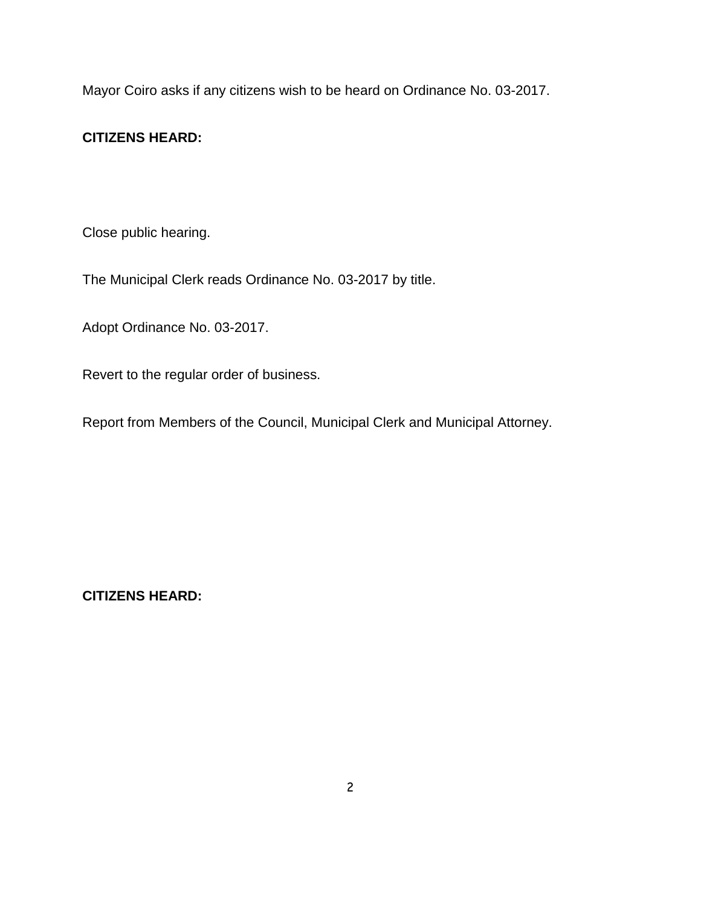Mayor Coiro asks if any citizens wish to be heard on Ordinance No. 03-2017.

**CITIZENS HEARD:**

Close public hearing.

The Municipal Clerk reads Ordinance No. 03-2017 by title.

Adopt Ordinance No. 03-2017.

Revert to the regular order of business.

Report from Members of the Council, Municipal Clerk and Municipal Attorney.

**CITIZENS HEARD:**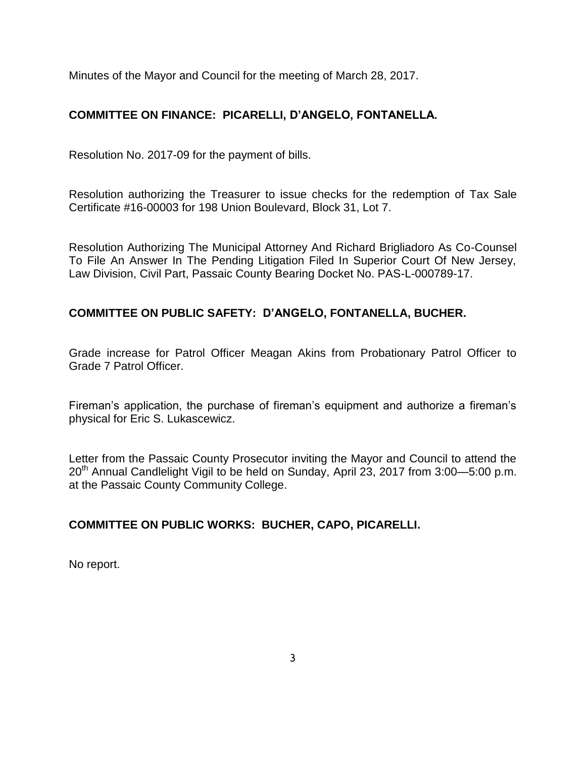Minutes of the Mayor and Council for the meeting of March 28, 2017.

**COMMITTEE ON FINANCE: PICARELLI, D'ANGELO, FONTANELLA.**

Resolution No. 2017-09 for the payment of bills.

Resolution authorizing the Treasurer to issue checks for the redemption of Tax Sale Certificate #16-00003 for 198 Union Boulevard, Block 31, Lot 7.

Resolution Authorizing The Municipal Attorney And Richard Brigliadoro As Co-Counsel To File An Answer In The Pending Litigation Filed In Superior Court Of New Jersey, Law Division, Civil Part, Passaic County Bearing Docket No. PAS-L-000789-17.

**COMMITTEE ON PUBLIC SAFETY: D'ANGELO, FONTANELLA, BUCHER.**

Grade increase for Patrol Officer Meagan Akins from Probationary Patrol Officer to Grade 7 Patrol Officer.

Fireman's application, the purchase of fireman's equipment and authorize a fireman's physical for Eric S. Lukascewicz.

Letter from the Passaic County Prosecutor inviting the Mayor and Council to attend the 20th Annual Candlelight Vigil to be held on Sunday, April 23, 2017 from 3:00—5:00 p.m. at the Passaic County Community College.

**COMMITTEE ON PUBLIC WORKS: BUCHER, CAPO, PICARELLI.**

No report.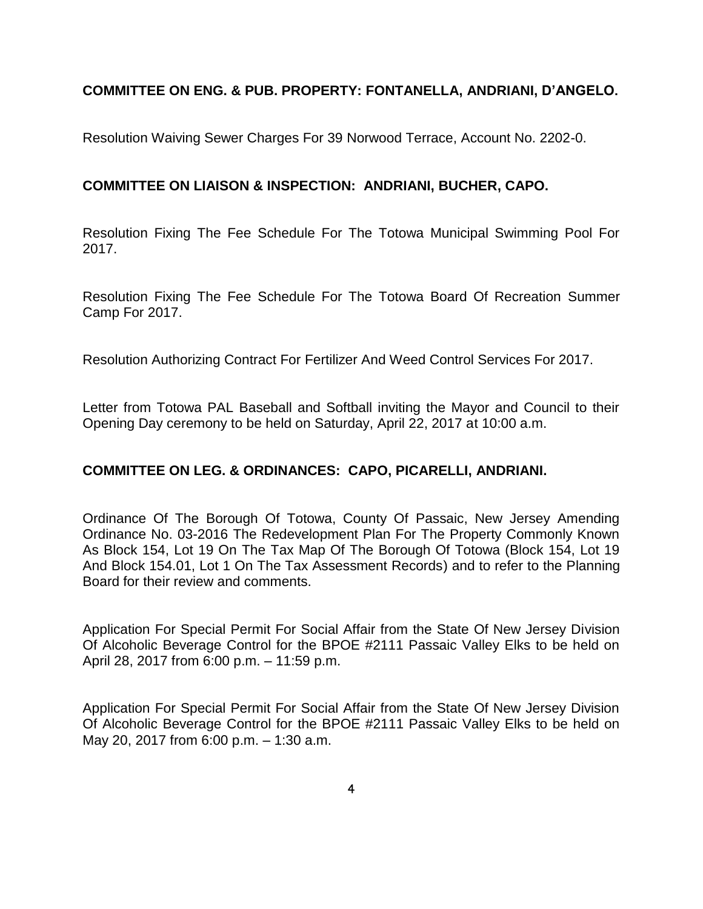**COMMITTEE ON ENG. & PUB. PROPERTY: FONTANELLA, ANDRIANI, D'ANGELO.**

Resolution Waiving Sewer Charges For 39 Norwood Terrace, Account No. 2202-0.

**COMMITTEE ON LIAISON & INSPECTION: ANDRIANI, BUCHER, CAPO.**

Resolution Fixing The Fee Schedule For The Totowa Municipal Swimming Pool For 2017.

Resolution Fixing The Fee Schedule For The Totowa Board Of Recreation Summer Camp For 2017.

Resolution Authorizing Contract For Fertilizer And Weed Control Services For 2017.

Letter from Totowa PAL Baseball and Softball inviting the Mayor and Council to their Opening Day ceremony to be held on Saturday, April 22, 2017 at 10:00 a.m.

**COMMITTEE ON LEG. & ORDINANCES: CAPO, PICARELLI, ANDRIANI.**

Ordinance Of The Borough Of Totowa, County Of Passaic, New Jersey Amending Ordinance No. 03-2016 The Redevelopment Plan For The Property Commonly Known As Block 154, Lot 19 On The Tax Map Of The Borough Of Totowa (Block 154, Lot 19 And Block 154.01, Lot 1 On The Tax Assessment Records) and to refer to the Planning Board for their review and comments.

Application For Special Permit For Social Affair from the State Of New Jersey Division Of Alcoholic Beverage Control for the BPOE #2111 Passaic Valley Elks to be held on April 28, 2017 from 6:00 p.m. – 11:59 p.m.

Application For Special Permit For Social Affair from the State Of New Jersey Division Of Alcoholic Beverage Control for the BPOE #2111 Passaic Valley Elks to be held on May 20, 2017 from 6:00 p.m. – 1:30 a.m.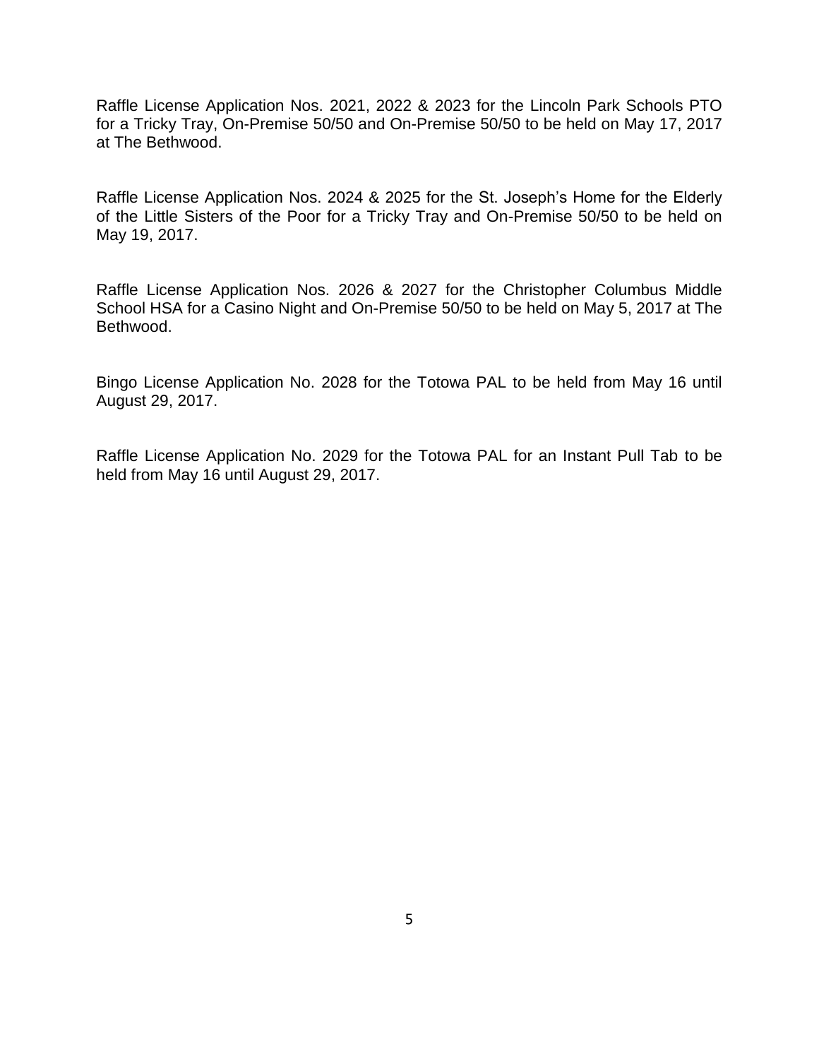Raffle License Application Nos. 2021, 2022 & 2023 for the Lincoln Park Schools PTO for a Tricky Tray, On-Premise 50/50 and On-Premise 50/50 to be held on May 17, 2017 at The Bethwood.

Raffle License Application Nos. 2024 & 2025 for the St. Joseph's Home for the Elderly of the Little Sisters of the Poor for a Tricky Tray and On-Premise 50/50 to be held on May 19, 2017.

Raffle License Application Nos. 2026 & 2027 for the Christopher Columbus Middle School HSA for a Casino Night and On-Premise 50/50 to be held on May 5, 2017 at The Bethwood.

Bingo License Application No. 2028 for the Totowa PAL to be held from May 16 until August 29, 2017.

Raffle License Application No. 2029 for the Totowa PAL for an Instant Pull Tab to be held from May 16 until August 29, 2017.